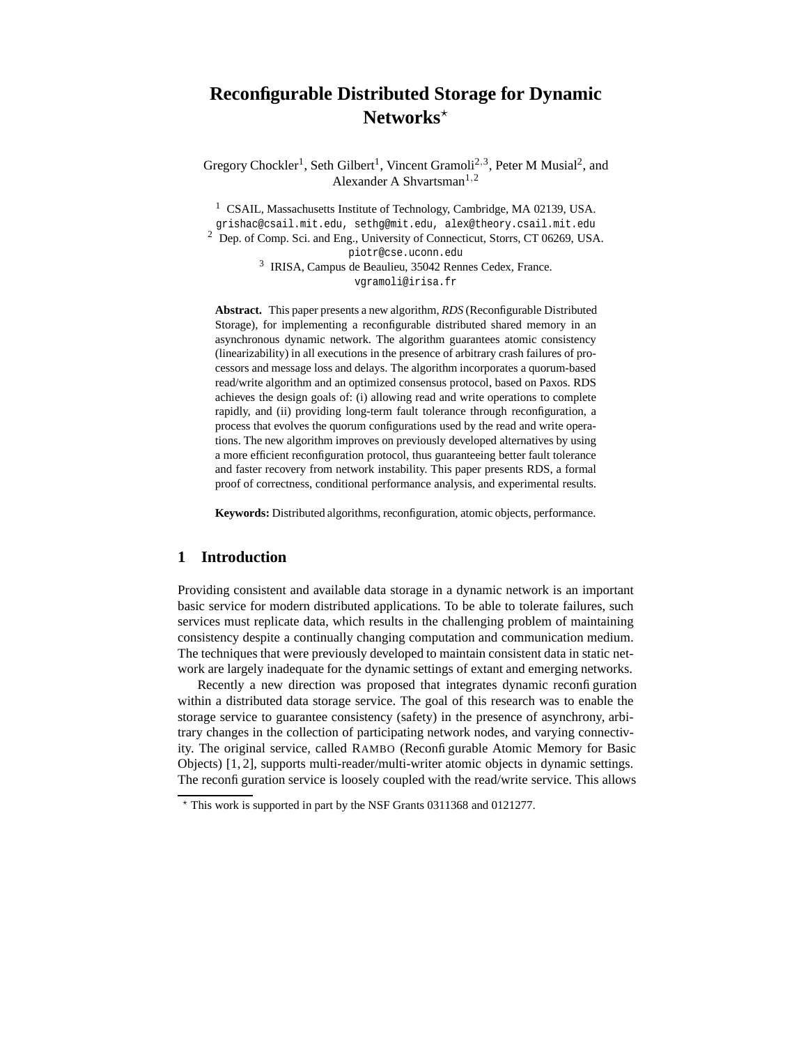# Reconfigurable Distributed Storage for Dynamic Networks*

Gregory Chockler[1], Seth Gilbert[1], Vincent Gramoli[2,3], Peter M Musial[2], and Alexander A Shvartsman[1,2]

[1] CSAIL, Massachusetts Institute of Technology, Cambridge, MA 02139, USA.
grishac@csail.mit.edu, sethg@mit.edu, alex@theory.csail.mit.edu

[2] Dep. of Comp. Sci. and Eng., University of Connecticut, Storrs, CT 06269, USA.
piotr@cse.uconn.edu

[3] IRISA, Campus de Beaulieu, 35042 Rennes Cedex, France.
vgramoli@irisa.fr

**Abstract.** This paper presents a new algorithm, *RDS* (Reconfigurable Distributed Storage), for implementing a reconfigurable distributed shared memory in an asynchronous dynamic network. The algorithm guarantees atomic consistency (linearizability) in all executions in the presence of arbitrary crash failures of processors and message loss and delays. The algorithm incorporates a quorum-based read/write algorithm and an optimized consensus protocol, based on Paxos. RDS achieves the design goals of: (i) allowing read and write operations to complete rapidly, and (ii) providing long-term fault tolerance through reconfiguration, a process that evolves the quorum configurations used by the read and write operations. The new algorithm improves on previously developed alternatives by using a more efficient reconfiguration protocol, thus guaranteeing better fault tolerance and faster recovery from network instability. This paper presents RDS, a formal proof of correctness, conditional performance analysis, and experimental results.

**Keywords:** Distributed algorithms, reconfiguration, atomic objects, performance.

## 1 Introduction

Providing consistent and available data storage in a dynamic network is an important basic service for modern distributed applications. To be able to tolerate failures, such services must replicate data, which results in the challenging problem of maintaining consistency despite a continually changing computation and communication medium. The techniques that were previously developed to maintain consistent data in static network are largely inadequate for the dynamic settings of extant and emerging networks.

Recently a new direction was proposed that integrates dynamic reconfiguration within a distributed data storage service. The goal of this research was to enable the storage service to guarantee consistency (safety) in the presence of asynchrony, arbitrary changes in the collection of participating network nodes, and varying connectivity. The original service, called RAMBO (Reconfigurable Atomic Memory for Basic Objects) [1, 2], supports multi-reader/multi-writer atomic objects in dynamic settings. The reconfiguration service is loosely coupled with the read/write service. This allows

* This work is supported in part by the NSF Grants 0311368 and 0121277.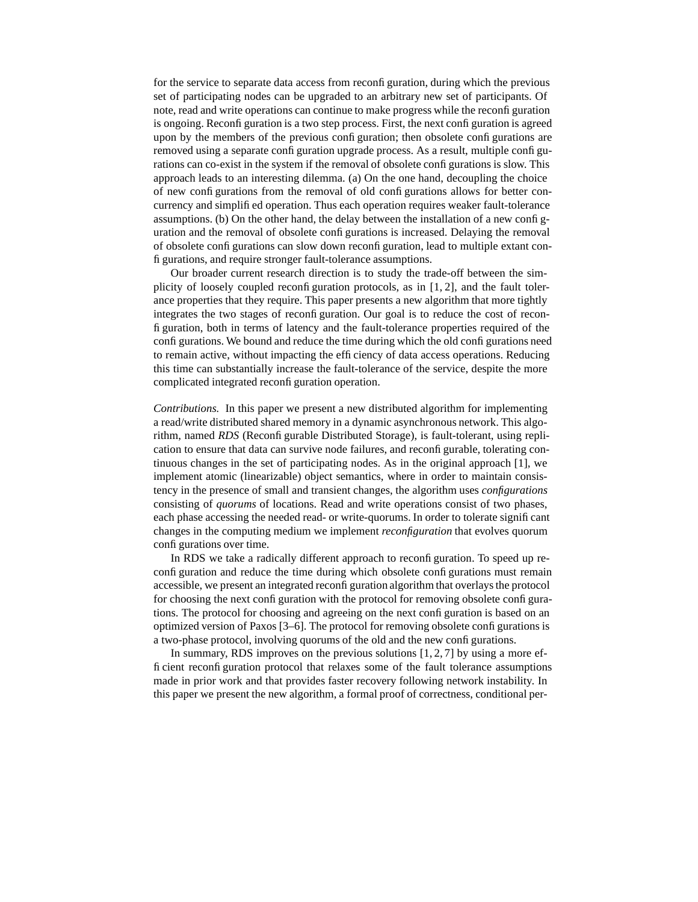for the service to separate data access from reconfiguration, during which the previous set of participating nodes can be upgraded to an arbitrary new set of participants. Of note, read and write operations can continue to make progress while the reconfiguration is ongoing. Reconfiguration is a two step process. First, the next configuration is agreed upon by the members of the previous configuration; then obsolete configurations are removed using a separate configuration upgrade process. As a result, multiple configurations can co-exist in the system if the removal of obsolete configurations is slow. This approach leads to an interesting dilemma. (a) On the one hand, decoupling the choice of new configurations from the removal of old configurations allows for better concurrency and simplified operation. Thus each operation requires weaker fault-tolerance assumptions. (b) On the other hand, the delay between the installation of a new configuration and the removal of obsolete configurations is increased. Delaying the removal of obsolete configurations can slow down reconfiguration, lead to multiple extant configurations, and require stronger fault-tolerance assumptions.

Our broader current research direction is to study the trade-off between the simplicity of loosely coupled reconfiguration protocols, as in [1, 2], and the fault tolerance properties that they require. This paper presents a new algorithm that more tightly integrates the two stages of reconfiguration. Our goal is to reduce the cost of reconfiguration, both in terms of latency and the fault-tolerance properties required of the configurations. We bound and reduce the time during which the old configurations need to remain active, without impacting the efficiency of data access operations. Reducing this time can substantially increase the fault-tolerance of the service, despite the more complicated integrated reconfiguration operation.

*Contributions.* In this paper we present a new distributed algorithm for implementing a read/write distributed shared memory in a dynamic asynchronous network. This algorithm, named *RDS* (Reconfigurable Distributed Storage), is fault-tolerant, using replication to ensure that data can survive node failures, and reconfigurable, tolerating continuous changes in the set of participating nodes. As in the original approach [1], we implement atomic (linearizable) object semantics, where in order to maintain consistency in the presence of small and transient changes, the algorithm uses *configurations* consisting of *quorums* of locations. Read and write operations consist of two phases, each phase accessing the needed read- or write-quorums. In order to tolerate significant changes in the computing medium we implement *reconfiguration* that evolves quorum configurations over time.

In RDS we take a radically different approach to reconfiguration. To speed up reconfiguration and reduce the time during which obsolete configurations must remain accessible, we present an integrated reconfiguration algorithm that overlays the protocol for choosing the next configuration with the protocol for removing obsolete configurations. The protocol for choosing and agreeing on the next configuration is based on an optimized version of Paxos [3–6]. The protocol for removing obsolete configurations is a two-phase protocol, involving quorums of the old and the new configurations.

In summary, RDS improves on the previous solutions [1, 2, 7] by using a more efficient reconfiguration protocol that relaxes some of the fault tolerance assumptions made in prior work and that provides faster recovery following network instability. In this paper we present the new algorithm, a formal proof of correctness, conditional per-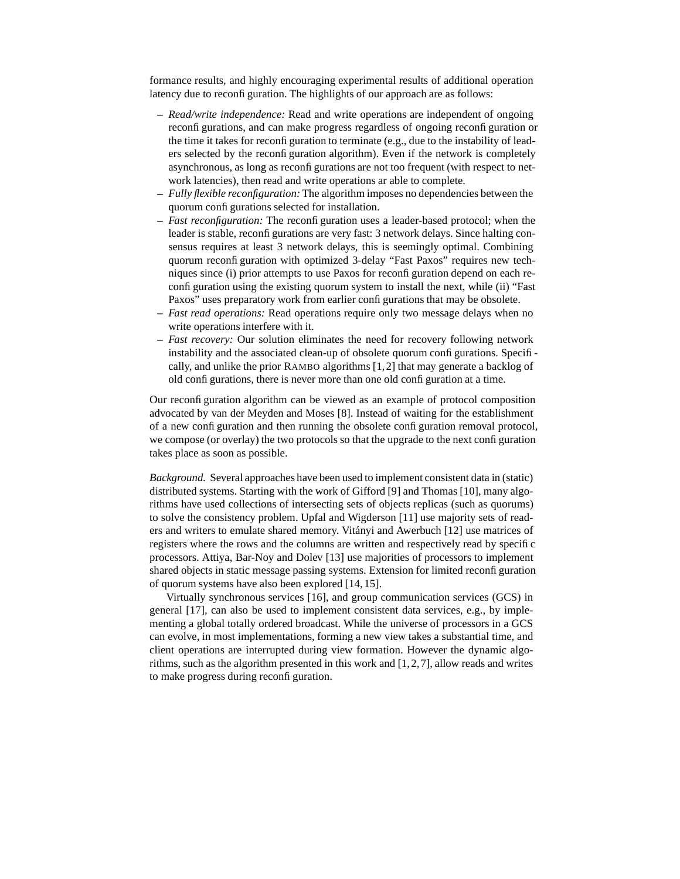formance results, and highly encouraging experimental results of additional operation latency due to reconfiguration. The highlights of our approach are as follows:

- *Read/write independence:* Read and write operations are independent of ongoing reconfigurations, and can make progress regardless of ongoing reconfiguration or the time it takes for reconfiguration to terminate (e.g., due to the instability of leaders selected by the reconfiguration algorithm). Even if the network is completely asynchronous, as long as reconfigurations are not too frequent (with respect to network latencies), then read and write operations ar able to complete.
- *Fully flexible reconfiguration:* The algorithm imposes no dependencies between the quorum configurations selected for installation.
- *Fast reconfiguration:* The reconfiguration uses a leader-based protocol; when the leader is stable, reconfigurations are very fast: 3 network delays. Since halting consensus requires at least 3 network delays, this is seemingly optimal. Combining quorum reconfiguration with optimized 3-delay "Fast Paxos" requires new techniques since (i) prior attempts to use Paxos for reconfiguration depend on each reconfiguration using the existing quorum system to install the next, while (ii) "Fast Paxos" uses preparatory work from earlier configurations that may be obsolete.
- *Fast read operations:* Read operations require only two message delays when no write operations interfere with it.
- *Fast recovery:* Our solution eliminates the need for recovery following network instability and the associated clean-up of obsolete quorum configurations. Specifically, and unlike the prior RAMBO algorithms [1,2] that may generate a backlog of old configurations, there is never more than one old configuration at a time.

Our reconfiguration algorithm can be viewed as an example of protocol composition advocated by van der Meyden and Moses [8]. Instead of waiting for the establishment of a new configuration and then running the obsolete configuration removal protocol, we compose (or overlay) the two protocols so that the upgrade to the next configuration takes place as soon as possible.

*Background.* Several approaches have been used to implement consistent data in (static) distributed systems. Starting with the work of Gifford [9] and Thomas [10], many algorithms have used collections of intersecting sets of objects replicas (such as quorums) to solve the consistency problem. Upfal and Wigderson [11] use majority sets of readers and writers to emulate shared memory. Vitányi and Awerbuch [12] use matrices of registers where the rows and the columns are written and respectively read by specific processors. Attiya, Bar-Noy and Dolev [13] use majorities of processors to implement shared objects in static message passing systems. Extension for limited reconfiguration of quorum systems have also been explored [14,15].

Virtually synchronous services [16], and group communication services (GCS) in general [17], can also be used to implement consistent data services, e.g., by implementing a global totally ordered broadcast. While the universe of processors in a GCS can evolve, in most implementations, forming a new view takes a substantial time, and client operations are interrupted during view formation. However the dynamic algorithms, such as the algorithm presented in this work and [1,2,7], allow reads and writes to make progress during reconfiguration.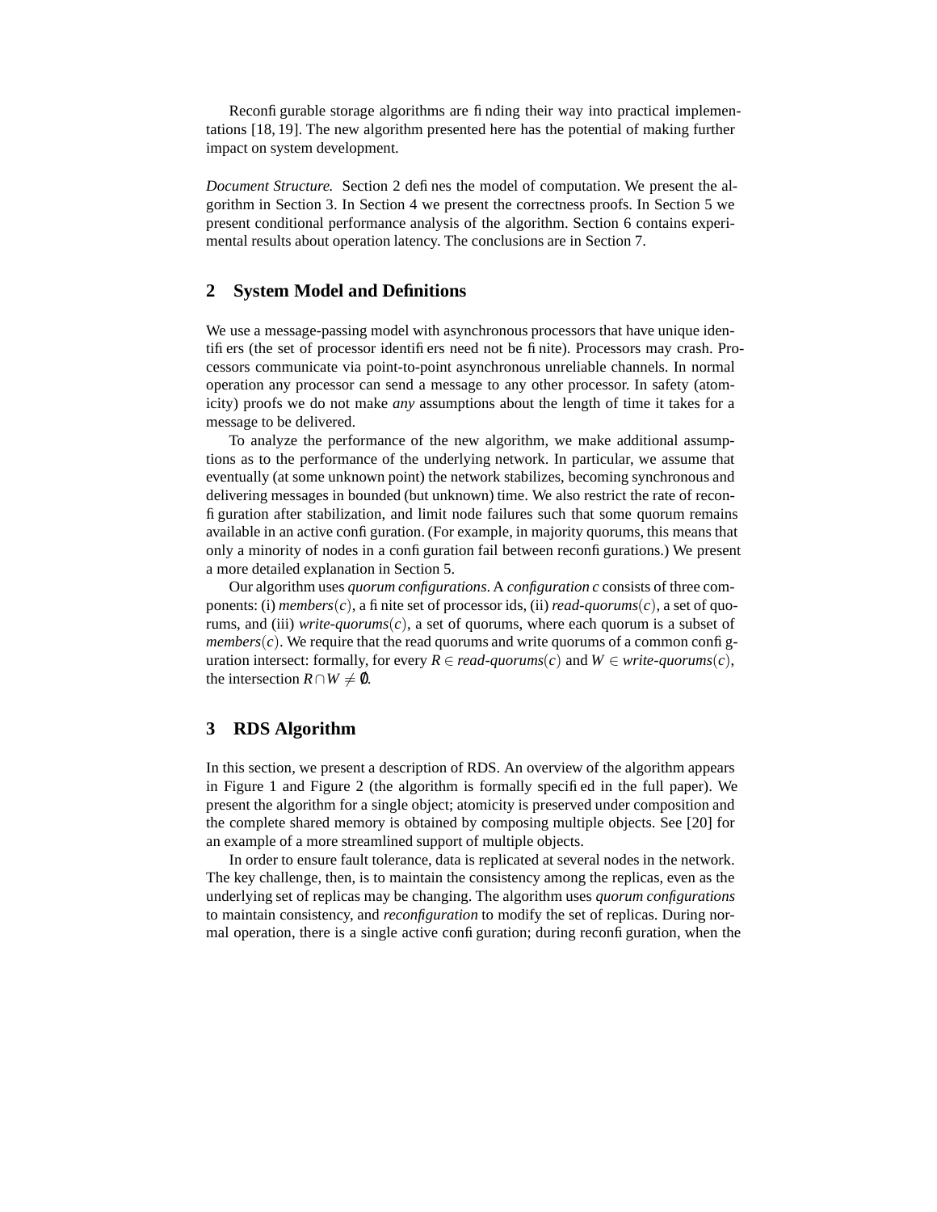Reconfigurable storage algorithms are finding their way into practical implementations [18, 19]. The new algorithm presented here has the potential of making further impact on system development.

*Document Structure.* Section 2 defines the model of computation. We present the algorithm in Section 3. In Section 4 we present the correctness proofs. In Section 5 we present conditional performance analysis of the algorithm. Section 6 contains experimental results about operation latency. The conclusions are in Section 7.

## 2 System Model and Definitions

We use a message-passing model with asynchronous processors that have unique identifiers (the set of processor identifiers need not be finite). Processors may crash. Processors communicate via point-to-point asynchronous unreliable channels. In normal operation any processor can send a message to any other processor. In safety (atomicity) proofs we do not make *any* assumptions about the length of time it takes for a message to be delivered.

To analyze the performance of the new algorithm, we make additional assumptions as to the performance of the underlying network. In particular, we assume that eventually (at some unknown point) the network stabilizes, becoming synchronous and delivering messages in bounded (but unknown) time. We also restrict the rate of reconfiguration after stabilization, and limit node failures such that some quorum remains available in an active configuration. (For example, in majority quorums, this means that only a minority of nodes in a configuration fail between reconfigurations.) We present a more detailed explanation in Section 5.

Our algorithm uses *quorum configurations*. A *configuration* $c$ consists of three components: (i) $\mathit{members}(c)$, a finite set of processor ids, (ii) $\mathit{read\text{-}quorums}(c)$, a set of quorums, and (iii) $\mathit{write\text{-}quorums}(c)$, a set of quorums, where each quorum is a subset of $\mathit{members}(c)$. We require that the read quorums and write quorums of a common configuration intersect: formally, for every $R \in \mathit{read\text{-}quorums}(c)$ and $W \in \mathit{write\text{-}quorums}(c)$, the intersection $R \cap W \neq \emptyset$.

## 3 RDS Algorithm

In this section, we present a description of RDS. An overview of the algorithm appears in Figure 1 and Figure 2 (the algorithm is formally specified in the full paper). We present the algorithm for a single object; atomicity is preserved under composition and the complete shared memory is obtained by composing multiple objects. See [20] for an example of a more streamlined support of multiple objects.

In order to ensure fault tolerance, data is replicated at several nodes in the network. The key challenge, then, is to maintain the consistency among the replicas, even as the underlying set of replicas may be changing. The algorithm uses *quorum configurations* to maintain consistency, and *reconfiguration* to modify the set of replicas. During normal operation, there is a single active configuration; during reconfiguration, when the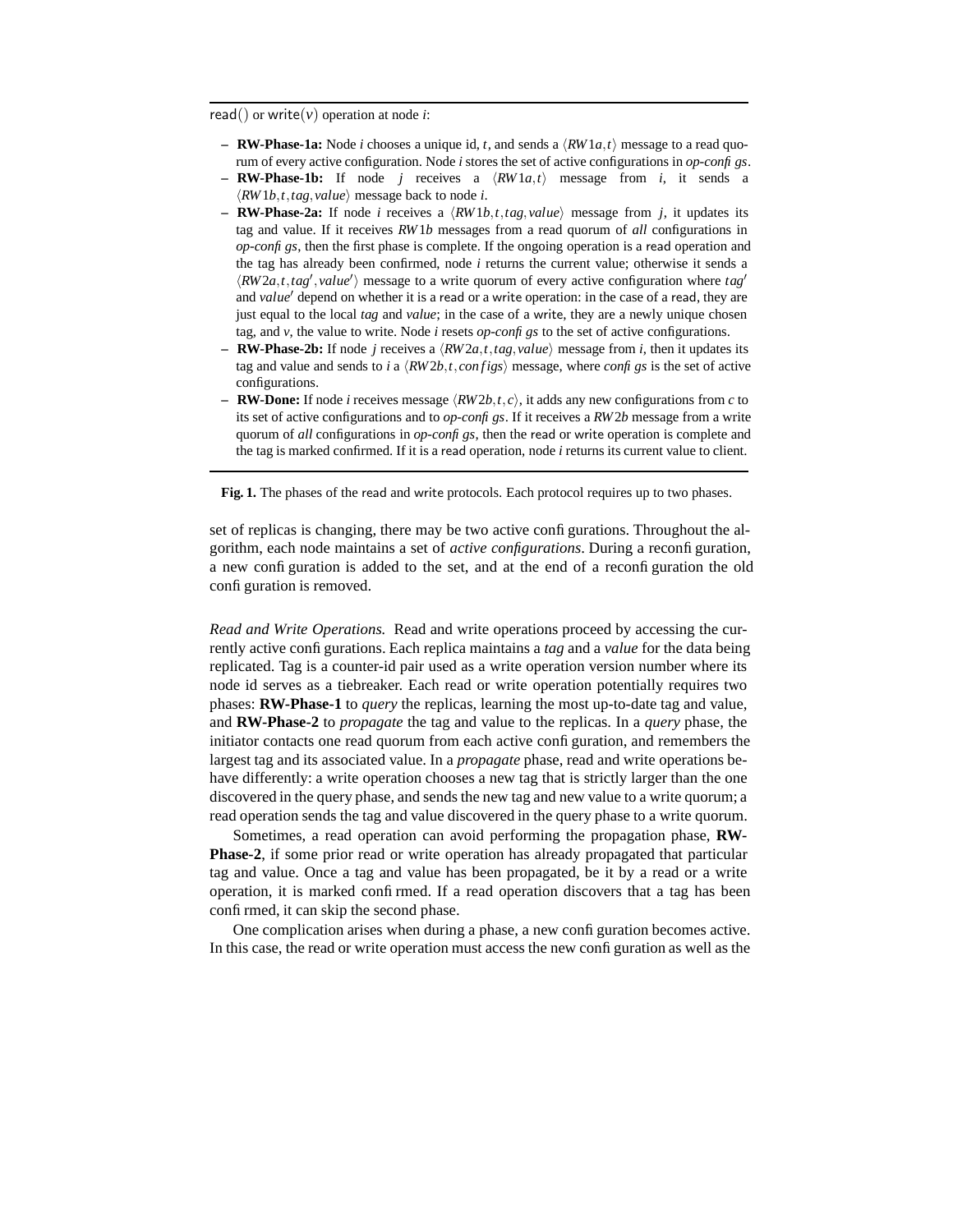read() or write($v$) operation at node $i$:

- **RW-Phase-1a:** Node $i$ chooses a unique id, $t$, and sends a $\langle RW1a, t\rangle$ message to a read quorum of every active configuration. Node $i$ stores the set of active configurations in *op-configs*.
- **RW-Phase-1b:** If node $j$ receives a $\langle RW1a, t\rangle$ message from $i$, it sends a $\langle RW1b, t, tag, value\rangle$ message back to node $i$.
- **RW-Phase-2a:** If node $i$ receives a $\langle RW1b, t, tag, value\rangle$ message from $j$, it updates its tag and value. If it receives $RW1b$ messages from a read quorum of *all* configurations in *op-configs*, then the first phase is complete. If the ongoing operation is a read operation and the tag has already been confirmed, node $i$ returns the current value; otherwise it sends a $\langle RW2a, t, tag', value'\rangle$ message to a write quorum of every active configuration where $tag'$ and $value'$ depend on whether it is a read or a write operation: in the case of a read, they are just equal to the local *tag* and *value*; in the case of a write, they are a newly unique chosen tag, and $v$, the value to write. Node $i$ resets *op-configs* to the set of active configurations.
- **RW-Phase-2b:** If node $j$ receives a $\langle RW2a, t, tag, value\rangle$ message from $i$, then it updates its tag and value and sends to $i$ a $\langle RW2b, t, configs\rangle$ message, where *configs* is the set of active configurations.
- **RW-Done:** If node $i$ receives message $\langle RW2b, t, c\rangle$, it adds any new configurations from $c$ to its set of active configurations and to *op-configs*. If it receives a $RW2b$ message from a write quorum of *all* configurations in *op-configs*, then the read or write operation is complete and the tag is marked confirmed. If it is a read operation, node $i$ returns its current value to client.

**Fig. 1.** The phases of the read and write protocols. Each protocol requires up to two phases.

set of replicas is changing, there may be two active configurations. Throughout the algorithm, each node maintains a set of *active configurations*. During a reconfiguration, a new configuration is added to the set, and at the end of a reconfiguration the old configuration is removed.

*Read and Write Operations.* Read and write operations proceed by accessing the currently active configurations. Each replica maintains a *tag* and a *value* for the data being replicated. Tag is a counter-id pair used as a write operation version number where its node id serves as a tiebreaker. Each read or write operation potentially requires two phases: **RW-Phase-1** to *query* the replicas, learning the most up-to-date tag and value, and **RW-Phase-2** to *propagate* the tag and value to the replicas. In a *query* phase, the initiator contacts one read quorum from each active configuration, and remembers the largest tag and its associated value. In a *propagate* phase, read and write operations behave differently: a write operation chooses a new tag that is strictly larger than the one discovered in the query phase, and sends the new tag and new value to a write quorum; a read operation sends the tag and value discovered in the query phase to a write quorum.

Sometimes, a read operation can avoid performing the propagation phase, **RW-Phase-2**, if some prior read or write operation has already propagated that particular tag and value. Once a tag and value has been propagated, be it by a read or a write operation, it is marked confirmed. If a read operation discovers that a tag has been confirmed, it can skip the second phase.

One complication arises when during a phase, a new configuration becomes active. In this case, the read or write operation must access the new configuration as well as the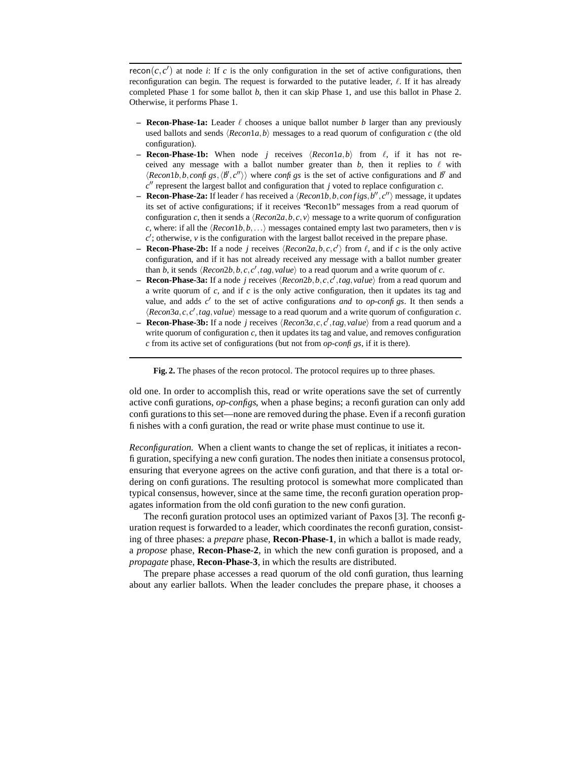recon$(c, c')$ at node $i$: If $c$ is the only configuration in the set of active configurations, then reconfiguration can begin. The request is forwarded to the putative leader, $\ell$. If it has already completed Phase 1 for some ballot $b$, then it can skip Phase 1, and use this ballot in Phase 2. Otherwise, it performs Phase 1.

- **Recon-Phase-1a:** Leader $\ell$ chooses a unique ballot number $b$ larger than any previously used ballots and sends $\langle Recon1a, b\rangle$ messages to a read quorum of configuration $c$ (the old configuration).
- **Recon-Phase-1b:** When node $j$ receives $\langle Recon1a, b\rangle$ from $\ell$, if it has not received any message with a ballot number greater than $b$, then it replies to $\ell$ with $\langle Recon1b, b, configs, \langle b', c''\rangle\rangle$ where *configs* is the set of active configurations and $b'$ and $c''$ represent the largest ballot and configuration that $j$ voted to replace configuration $c$.
- **Recon-Phase-2a:** If leader $\ell$ has received a $\langle Recon1b, b, configs, b'', c''\rangle$ message, it updates its set of active configurations; if it receives "Recon1b" messages from a read quorum of configuration $c$, then it sends a $\langle Recon2a, b, c, v\rangle$ message to a write quorum of configuration $c$, where: if all the $\langle Recon1b, b, \ldots\rangle$ messages contained empty last two parameters, then $v$ is $c'$; otherwise, $v$ is the configuration with the largest ballot received in the prepare phase.
- **Recon-Phase-2b:** If a node $j$ receives $\langle Recon2a, b, c, c'\rangle$ from $\ell$, and if $c$ is the only active configuration, and if it has not already received any message with a ballot number greater than $b$, it sends $\langle Recon2b, b, c, c', tag, value\rangle$ to a read quorum and a write quorum of $c$.
- **Recon-Phase-3a:** If a node $j$ receives $\langle Recon2b, b, c, c', tag, value\rangle$ from a read quorum and a write quorum of $c$, and if $c$ is the only active configuration, then it updates its tag and value, and adds $c'$ to the set of active configurations *and* to *op-configs*. It then sends a $\langle Recon3a, c, c', tag, value\rangle$ message to a read quorum and a write quorum of configuration $c$.
- **Recon-Phase-3b:** If a node $j$ receives $\langle Recon3a, c, c', tag, value\rangle$ from a read quorum and a write quorum of configuration $c$, then it updates its tag and value, and removes configuration $c$ from its active set of configurations (but not from *op-configs*, if it is there).

**Fig. 2.** The phases of the recon protocol. The protocol requires up to three phases.

old one. In order to accomplish this, read or write operations save the set of currently active configurations, *op-configs*, when a phase begins; a reconfiguration can only add configurations to this set—none are removed during the phase. Even if a reconfiguration finishes with a configuration, the read or write phase must continue to use it.

*Reconfiguration.* When a client wants to change the set of replicas, it initiates a reconfiguration, specifying a new configuration. The nodes then initiate a consensus protocol, ensuring that everyone agrees on the active configuration, and that there is a total ordering on configurations. The resulting protocol is somewhat more complicated than typical consensus, however, since at the same time, the reconfiguration operation propagates information from the old configuration to the new configuration.

The reconfiguration protocol uses an optimized variant of Paxos [3]. The reconfiguration request is forwarded to a leader, which coordinates the reconfiguration, consisting of three phases: a *prepare* phase, **Recon-Phase-1**, in which a ballot is made ready, a *propose* phase, **Recon-Phase-2**, in which the new configuration is proposed, and a *propagate* phase, **Recon-Phase-3**, in which the results are distributed.

The prepare phase accesses a read quorum of the old configuration, thus learning about any earlier ballots. When the leader concludes the prepare phase, it chooses a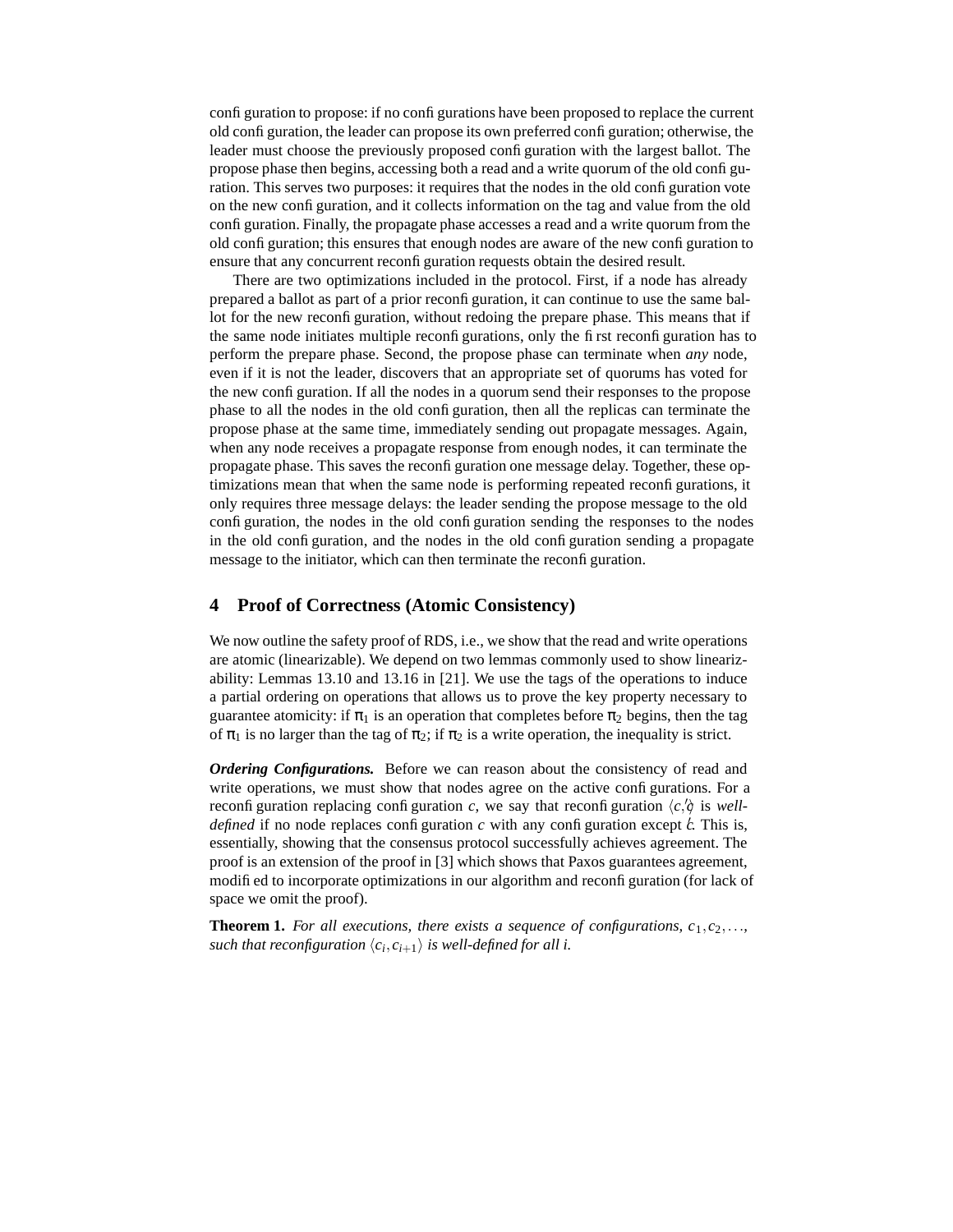configuration to propose: if no configurations have been proposed to replace the current old configuration, the leader can propose its own preferred configuration; otherwise, the leader must choose the previously proposed configuration with the largest ballot. The propose phase then begins, accessing both a read and a write quorum of the old configuration. This serves two purposes: it requires that the nodes in the old configuration vote on the new configuration, and it collects information on the tag and value from the old configuration. Finally, the propagate phase accesses a read and a write quorum from the old configuration; this ensures that enough nodes are aware of the new configuration to ensure that any concurrent reconfiguration requests obtain the desired result.

There are two optimizations included in the protocol. First, if a node has already prepared a ballot as part of a prior reconfiguration, it can continue to use the same ballot for the new reconfiguration, without redoing the prepare phase. This means that if the same node initiates multiple reconfigurations, only the first reconfiguration has to perform the prepare phase. Second, the propose phase can terminate when *any* node, even if it is not the leader, discovers that an appropriate set of quorums has voted for the new configuration. If all the nodes in a quorum send their responses to the propose phase to all the nodes in the old configuration, then all the replicas can terminate the propose phase at the same time, immediately sending out propagate messages. Again, when any node receives a propagate response from enough nodes, it can terminate the propagate phase. This saves the reconfiguration one message delay. Together, these optimizations mean that when the same node is performing repeated reconfigurations, it only requires three message delays: the leader sending the propose message to the old configuration, the nodes in the old configuration sending the responses to the nodes in the old configuration, and the nodes in the old configuration sending a propagate message to the initiator, which can then terminate the reconfiguration.

## 4 Proof of Correctness (Atomic Consistency)

We now outline the safety proof of RDS, i.e., we show that the read and write operations are atomic (linearizable). We depend on two lemmas commonly used to show linearizability: Lemmas 13.10 and 13.16 in [21]. We use the tags of the operations to induce a partial ordering on operations that allows us to prove the key property necessary to guarantee atomicity: if $\pi_1$ is an operation that completes before $\pi_2$ begins, then the tag of $\pi_1$ is no larger than the tag of $\pi_2$; if $\pi_2$ is a write operation, the inequality is strict.

***Ordering Configurations.*** Before we can reason about the consistency of read and write operations, we must show that nodes agree on the active configurations. For a reconfiguration replacing configuration $c$, we say that reconfiguration $\langle c, c' \rangle$ is *well-defined* if no node replaces configuration $c$ with any configuration except $c'$. This is, essentially, showing that the consensus protocol successfully achieves agreement. The proof is an extension of the proof in [3] which shows that Paxos guarantees agreement, modified to incorporate optimizations in our algorithm and reconfiguration (for lack of space we omit the proof).

**Theorem 1.** *For all executions, there exists a sequence of configurations, $c_1, c_2, \ldots$, such that reconfiguration $\langle c_i, c_{i+1} \rangle$ is well-defined for all $i$.*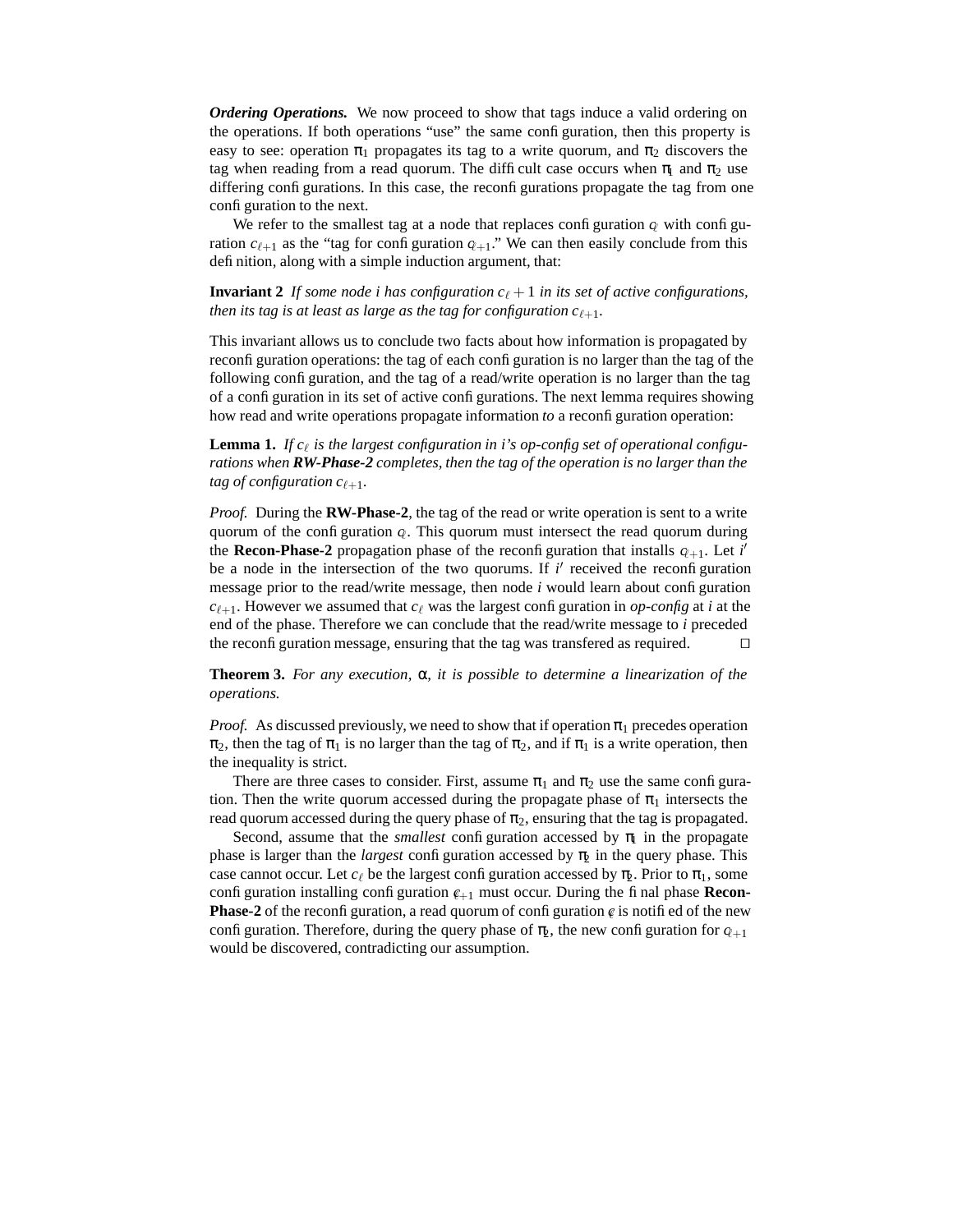***Ordering Operations.*** We now proceed to show that tags induce a valid ordering on the operations. If both operations "use" the same configuration, then this property is easy to see: operation $\pi_1$ propagates its tag to a write quorum, and $\pi_2$ discovers the tag when reading from a read quorum. The difficult case occurs when $\pi_1$ and $\pi_2$ use differing configurations. In this case, the reconfigurations propagate the tag from one configuration to the next.

We refer to the smallest tag at a node that replaces configuration $c_\ell$ with configuration $c_{\ell+1}$ as the "tag for configuration $c_{\ell+1}$." We can then easily conclude from this definition, along with a simple induction argument, that:

**Invariant 2** *If some node i has configuration $c_\ell + 1$ in its set of active configurations, then its tag is at least as large as the tag for configuration $c_{\ell+1}$.*

This invariant allows us to conclude two facts about how information is propagated by reconfiguration operations: the tag of each configuration is no larger than the tag of the following configuration, and the tag of a read/write operation is no larger than the tag of a configuration in its set of active configurations. The next lemma requires showing how read and write operations propagate information *to* a reconfiguration operation:

**Lemma 1.** *If $c_\ell$ is the largest configuration in i's op-config set of operational configurations when **RW-Phase-2** completes, then the tag of the operation is no larger than the tag of configuration $c_{\ell+1}$.*

*Proof.* During the **RW-Phase-2**, the tag of the read or write operation is sent to a write quorum of the configuration $c_\ell$. This quorum must intersect the read quorum during the **Recon-Phase-2** propagation phase of the reconfiguration that installs $c_{\ell+1}$. Let $i'$ be a node in the intersection of the two quorums. If $i'$ received the reconfiguration message prior to the read/write message, then node $i$ would learn about configuration $c_{\ell+1}$. However we assumed that $c_\ell$ was the largest configuration in *op-config* at $i$ at the end of the phase. Therefore we can conclude that the read/write message to $i$ preceded the reconfiguration message, ensuring that the tag was transfered as required. □

**Theorem 3.** *For any execution, $\alpha$, it is possible to determine a linearization of the operations.*

*Proof.* As discussed previously, we need to show that if operation $\pi_1$ precedes operation $\pi_2$, then the tag of $\pi_1$ is no larger than the tag of $\pi_2$, and if $\pi_1$ is a write operation, then the inequality is strict.

There are three cases to consider. First, assume $\pi_1$ and $\pi_2$ use the same configuration. Then the write quorum accessed during the propagate phase of $\pi_1$ intersects the read quorum accessed during the query phase of $\pi_2$, ensuring that the tag is propagated.

Second, assume that the *smallest* configuration accessed by $\pi_1$ in the propagate phase is larger than the *largest* configuration accessed by $\pi_2$ in the query phase. This case cannot occur. Let $c_\ell$ be the largest configuration accessed by $\pi_2$. Prior to $\pi_1$, some configuration installing configuration $c_{\ell+1}$ must occur. During the final phase **Recon-Phase-2** of the reconfiguration, a read quorum of configuration $c_\ell$ is notified of the new configuration. Therefore, during the query phase of $\pi_2$, the new configuration for $c_{\ell+1}$ would be discovered, contradicting our assumption.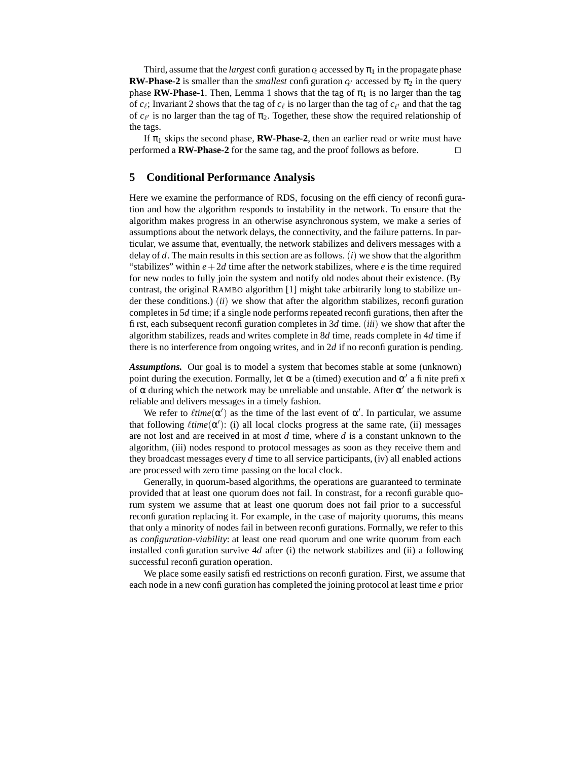Third, assume that the *largest* configuration $c_\ell$ accessed by $\pi_1$ in the propagate phase **RW-Phase-2** is smaller than the *smallest* configuration $c_{\ell'}$ accessed by $\pi_2$ in the query phase **RW-Phase-1**. Then, Lemma 1 shows that the tag of $\pi_1$ is no larger than the tag of $c_\ell$; Invariant 2 shows that the tag of $c_\ell$ is no larger than the tag of $c_{\ell'}$ and that the tag of $c_{\ell'}$ is no larger than the tag of $\pi_2$. Together, these show the required relationship of the tags.

If $\pi_1$ skips the second phase, **RW-Phase-2**, then an earlier read or write must have performed a **RW-Phase-2** for the same tag, and the proof follows as before. $\square$

## 5 Conditional Performance Analysis

Here we examine the performance of RDS, focusing on the efficiency of reconfiguration and how the algorithm responds to instability in the network. To ensure that the algorithm makes progress in an otherwise asynchronous system, we make a series of assumptions about the network delays, the connectivity, and the failure patterns. In particular, we assume that, eventually, the network stabilizes and delivers messages with a delay of $d$. The main results in this section are as follows. $(i)$ we show that the algorithm "stabilizes" within $e + 2d$ time after the network stabilizes, where $e$ is the time required for new nodes to fully join the system and notify old nodes about their existence. (By contrast, the original RAMBO algorithm [1] might take arbitrarily long to stabilize under these conditions.) $(ii)$ we show that after the algorithm stabilizes, reconfiguration completes in $5d$ time; if a single node performs repeated reconfigurations, then after the first, each subsequent reconfiguration completes in $3d$ time. $(iii)$ we show that after the algorithm stabilizes, reads and writes complete in $8d$ time, reads complete in $4d$ time if there is no interference from ongoing writes, and in $2d$ if no reconfiguration is pending.

***Assumptions.*** Our goal is to model a system that becomes stable at some (unknown) point during the execution. Formally, let $\alpha$ be a (timed) execution and $\alpha'$ a finite prefix of $\alpha$ during which the network may be unreliable and unstable. After $\alpha'$ the network is reliable and delivers messages in a timely fashion.

We refer to $\ell time(\alpha')$ as the time of the last event of $\alpha'$. In particular, we assume that following $\ell time(\alpha')$: (i) all local clocks progress at the same rate, (ii) messages are not lost and are received in at most $d$ time, where $d$ is a constant unknown to the algorithm, (iii) nodes respond to protocol messages as soon as they receive them and they broadcast messages every $d$ time to all service participants, (iv) all enabled actions are processed with zero time passing on the local clock.

Generally, in quorum-based algorithms, the operations are guaranteed to terminate provided that at least one quorum does not fail. In constrast, for a reconfigurable quorum system we assume that at least one quorum does not fail prior to a successful reconfiguration replacing it. For example, in the case of majority quorums, this means that only a minority of nodes fail in between reconfigurations. Formally, we refer to this as *configuration-viability*: at least one read quorum and one write quorum from each installed configuration survive $4d$ after (i) the network stabilizes and (ii) a following successful reconfiguration operation.

We place some easily satisfied restrictions on reconfiguration. First, we assume that each node in a new configuration has completed the joining protocol at least time $e$ prior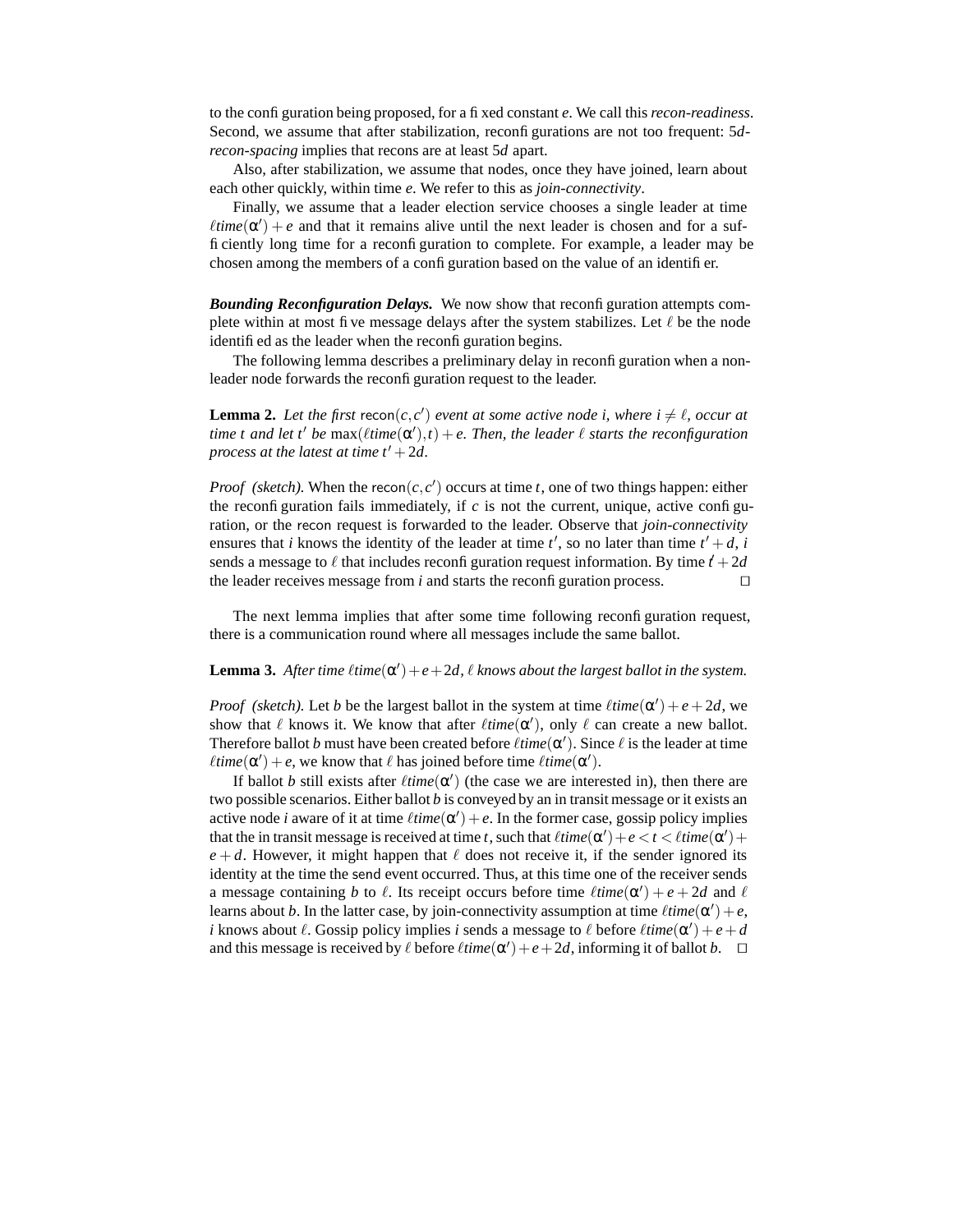to the configuration being proposed, for a fixed constant $e$. We call this *recon-readiness*. Second, we assume that after stabilization, reconfigurations are not too frequent: $5d$-*recon-spacing* implies that recons are at least $5d$ apart.

Also, after stabilization, we assume that nodes, once they have joined, learn about each other quickly, within time $e$. We refer to this as *join-connectivity*.

Finally, we assume that a leader election service chooses a single leader at time $\ell time(\alpha') + e$ and that it remains alive until the next leader is chosen and for a sufficiently long time for a reconfiguration to complete. For example, a leader may be chosen among the members of a configuration based on the value of an identifier.

***Bounding Reconfiguration Delays.*** We now show that reconfiguration attempts complete within at most five message delays after the system stabilizes. Let $\ell$ be the node identified as the leader when the reconfiguration begins.

The following lemma describes a preliminary delay in reconfiguration when a non-leader node forwards the reconfiguration request to the leader.

**Lemma 2.** *Let the first* $\mathsf{recon}(c, c')$ *event at some active node* $i$*, where* $i \neq \ell$*, occur at time* $t$ *and let* $t'$ *be* $\max(\ell time(\alpha'), t) + e$*. Then, the leader* $\ell$ *starts the reconfiguration process at the latest at time* $t' + 2d$*.*

*Proof (sketch).* When the $\mathsf{recon}(c, c')$ occurs at time $t$, one of two things happen: either the reconfiguration fails immediately, if $c$ is not the current, unique, active configuration, or the recon request is forwarded to the leader. Observe that *join-connectivity* ensures that $i$ knows the identity of the leader at time $t'$, so no later than time $t' + d$, $i$ sends a message to $\ell$ that includes reconfiguration request information. By time $t' + 2d$ the leader receives message from $i$ and starts the reconfiguration process. □

The next lemma implies that after some time following reconfiguration request, there is a communication round where all messages include the same ballot.

**Lemma 3.** *After time* $\ell time(\alpha') + e + 2d$*,* $\ell$ *knows about the largest ballot in the system.*

*Proof (sketch).* Let $b$ be the largest ballot in the system at time $\ell time(\alpha') + e + 2d$, we show that $\ell$ knows it. We know that after $\ell time(\alpha')$, only $\ell$ can create a new ballot. Therefore ballot $b$ must have been created before $\ell time(\alpha')$. Since $\ell$ is the leader at time $\ell time(\alpha') + e$, we know that $\ell$ has joined before time $\ell time(\alpha')$.

If ballot $b$ still exists after $\ell time(\alpha')$ (the case we are interested in), then there are two possible scenarios. Either ballot $b$ is conveyed by an in transit message or it exists an active node $i$ aware of it at time $\ell time(\alpha') + e$. In the former case, gossip policy implies that the in transit message is received at time $t$, such that $\ell time(\alpha') + e < t < \ell time(\alpha') + e + d$. However, it might happen that $\ell$ does not receive it, if the sender ignored its identity at the time the send event occurred. Thus, at this time one of the receiver sends a message containing $b$ to $\ell$. Its receipt occurs before time $\ell time(\alpha') + e + 2d$ and $\ell$ learns about $b$. In the latter case, by join-connectivity assumption at time $\ell time(\alpha') + e$, $i$ knows about $\ell$. Gossip policy implies $i$ sends a message to $\ell$ before $\ell time(\alpha') + e + d$ and this message is received by $\ell$ before $\ell time(\alpha') + e + 2d$, informing it of ballot $b$. □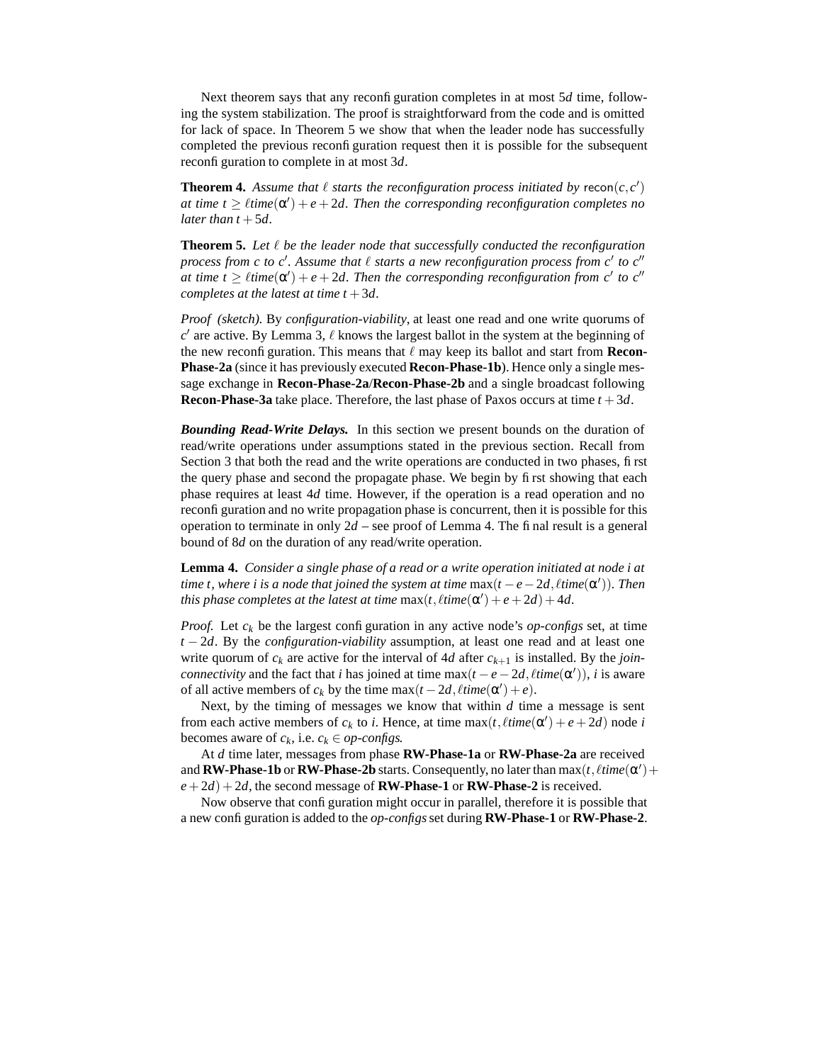Next theorem says that any reconfiguration completes in at most $5d$ time, following the system stabilization. The proof is straightforward from the code and is omitted for lack of space. In Theorem 5 we show that when the leader node has successfully completed the previous reconfiguration request then it is possible for the subsequent reconfiguration to complete in at most $3d$.

**Theorem 4.** *Assume that $\ell$ starts the reconfiguration process initiated by* $\mathsf{recon}(c, c')$ *at time $t \geq \ell time(\alpha') + e + 2d$. Then the corresponding reconfiguration completes no later than $t + 5d$.*

**Theorem 5.** *Let $\ell$ be the leader node that successfully conducted the reconfiguration process from $c$ to $c'$. Assume that $\ell$ starts a new reconfiguration process from $c'$ to $c''$ at time $t \geq \ell time(\alpha') + e + 2d$. Then the corresponding reconfiguration from $c'$ to $c''$ completes at the latest at time $t + 3d$.*

*Proof (sketch).* By *configuration-viability*, at least one read and one write quorums of $c'$ are active. By Lemma 3, $\ell$ knows the largest ballot in the system at the beginning of the new reconfiguration. This means that $\ell$ may keep its ballot and start from **Recon-Phase-2a** (since it has previously executed **Recon-Phase-1b**). Hence only a single message exchange in **Recon-Phase-2a**/**Recon-Phase-2b** and a single broadcast following **Recon-Phase-3a** take place. Therefore, the last phase of Paxos occurs at time $t + 3d$.

***Bounding Read-Write Delays.*** In this section we present bounds on the duration of read/write operations under assumptions stated in the previous section. Recall from Section 3 that both the read and the write operations are conducted in two phases, first the query phase and second the propagate phase. We begin by first showing that each phase requires at least $4d$ time. However, if the operation is a read operation and no reconfiguration and no write propagation phase is concurrent, then it is possible for this operation to terminate in only $2d$ – see proof of Lemma 4. The final result is a general bound of $8d$ on the duration of any read/write operation.

**Lemma 4.** *Consider a single phase of a read or a write operation initiated at node $i$ at time $t$, where $i$ is a node that joined the system at time $\max(t - e - 2d, \ell time(\alpha'))$. Then this phase completes at the latest at time $\max(t, \ell time(\alpha') + e + 2d) + 4d$.*

*Proof.* Let $c_k$ be the largest configuration in any active node's *op-configs* set, at time $t - 2d$. By the *configuration-viability* assumption, at least one read and at least one write quorum of $c_k$ are active for the interval of $4d$ after $c_{k+1}$ is installed. By the *join-connectivity* and the fact that $i$ has joined at time $\max(t - e - 2d, \ell time(\alpha'))$, $i$ is aware of all active members of $c_k$ by the time $\max(t - 2d, \ell time(\alpha') + e)$.

Next, by the timing of messages we know that within $d$ time a message is sent from each active members of $c_k$ to $i$. Hence, at time $\max(t, \ell time(\alpha') + e + 2d)$ node $i$ becomes aware of $c_k$, i.e. $c_k \in$ *op-configs*.

At $d$ time later, messages from phase **RW-Phase-1a** or **RW-Phase-2a** are received and **RW-Phase-1b** or **RW-Phase-2b** starts. Consequently, no later than $\max(t, \ell time(\alpha') + e + 2d) + 2d$, the second message of **RW-Phase-1** or **RW-Phase-2** is received.

Now observe that configuration might occur in parallel, therefore it is possible that a new configuration is added to the *op-configs* set during **RW-Phase-1** or **RW-Phase-2**.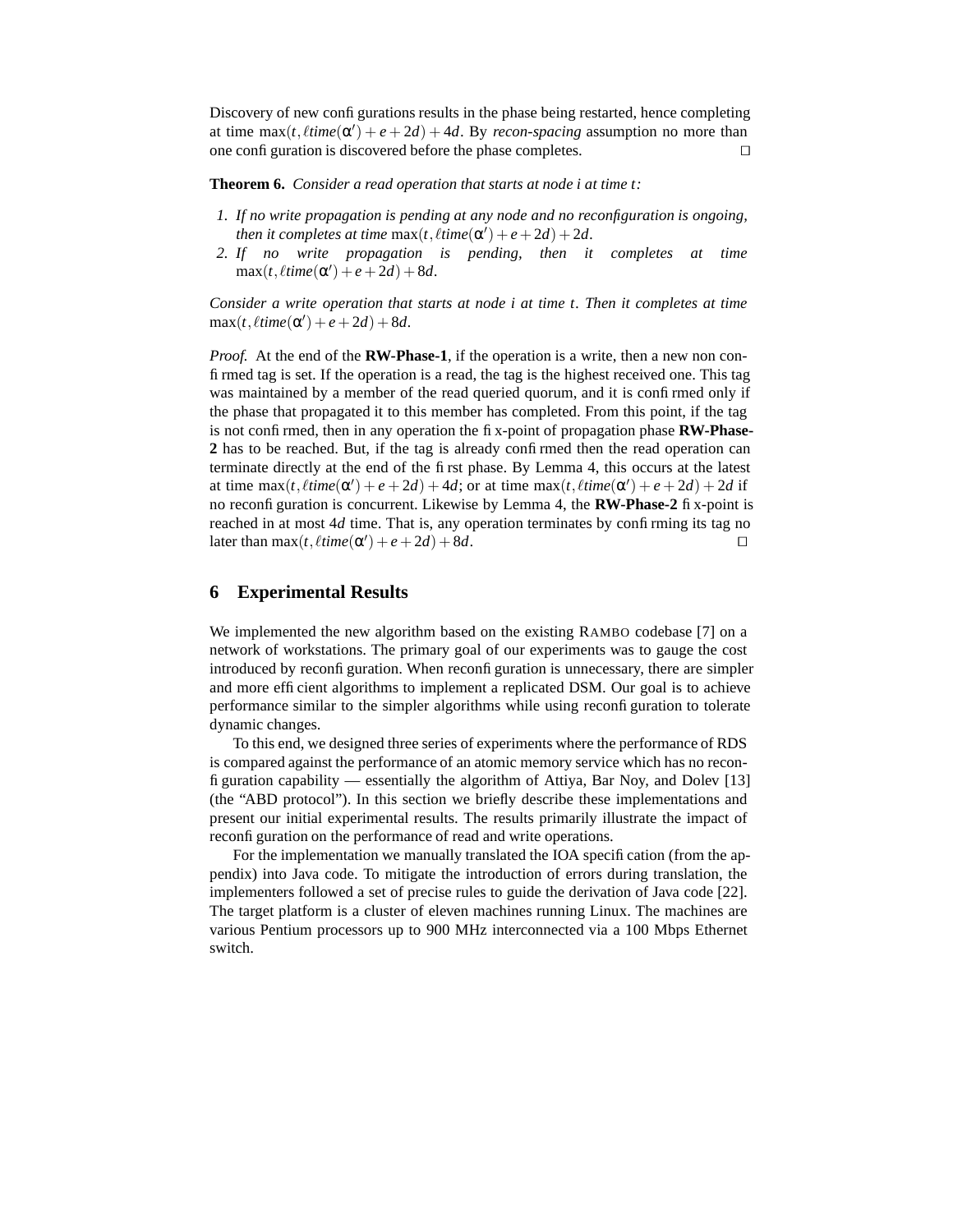Discovery of new configurations results in the phase being restarted, hence completing at time $\max(t, \ell time(\alpha') + e + 2d) + 4d$. By *recon-spacing* assumption no more than one configuration is discovered before the phase completes. □

**Theorem 6.** *Consider a read operation that starts at node i at time t:*

1. *If no write propagation is pending at any node and no reconfiguration is ongoing, then it completes at time* $\max(t, \ell time(\alpha') + e + 2d) + 2d$.
2. *If no write propagation is pending, then it completes at time* $\max(t, \ell time(\alpha') + e + 2d) + 8d$.

*Consider a write operation that starts at node i at time t. Then it completes at time* $\max(t, \ell time(\alpha') + e + 2d) + 8d$.

*Proof.* At the end of the **RW-Phase-1**, if the operation is a write, then a new non confirmed tag is set. If the operation is a read, the tag is the highest received one. This tag was maintained by a member of the read queried quorum, and it is confirmed only if the phase that propagated it to this member has completed. From this point, if the tag is not confirmed, then in any operation the fix-point of propagation phase **RW-Phase-2** has to be reached. But, if the tag is already confirmed then the read operation can terminate directly at the end of the first phase. By Lemma 4, this occurs at the latest at time $\max(t, \ell time(\alpha') + e + 2d) + 4d$; or at time $\max(t, \ell time(\alpha') + e + 2d) + 2d$ if no reconfiguration is concurrent. Likewise by Lemma 4, the **RW-Phase-2** fix-point is reached in at most $4d$ time. That is, any operation terminates by confirming its tag no later than $\max(t, \ell time(\alpha') + e + 2d) + 8d$. □

## 6 Experimental Results

We implemented the new algorithm based on the existing RAMBO codebase [7] on a network of workstations. The primary goal of our experiments was to gauge the cost introduced by reconfiguration. When reconfiguration is unnecessary, there are simpler and more efficient algorithms to implement a replicated DSM. Our goal is to achieve performance similar to the simpler algorithms while using reconfiguration to tolerate dynamic changes.

To this end, we designed three series of experiments where the performance of RDS is compared against the performance of an atomic memory service which has no reconfiguration capability — essentially the algorithm of Attiya, Bar Noy, and Dolev [13] (the "ABD protocol"). In this section we briefly describe these implementations and present our initial experimental results. The results primarily illustrate the impact of reconfiguration on the performance of read and write operations.

For the implementation we manually translated the IOA specification (from the appendix) into Java code. To mitigate the introduction of errors during translation, the implementers followed a set of precise rules to guide the derivation of Java code [22]. The target platform is a cluster of eleven machines running Linux. The machines are various Pentium processors up to 900 MHz interconnected via a 100 Mbps Ethernet switch.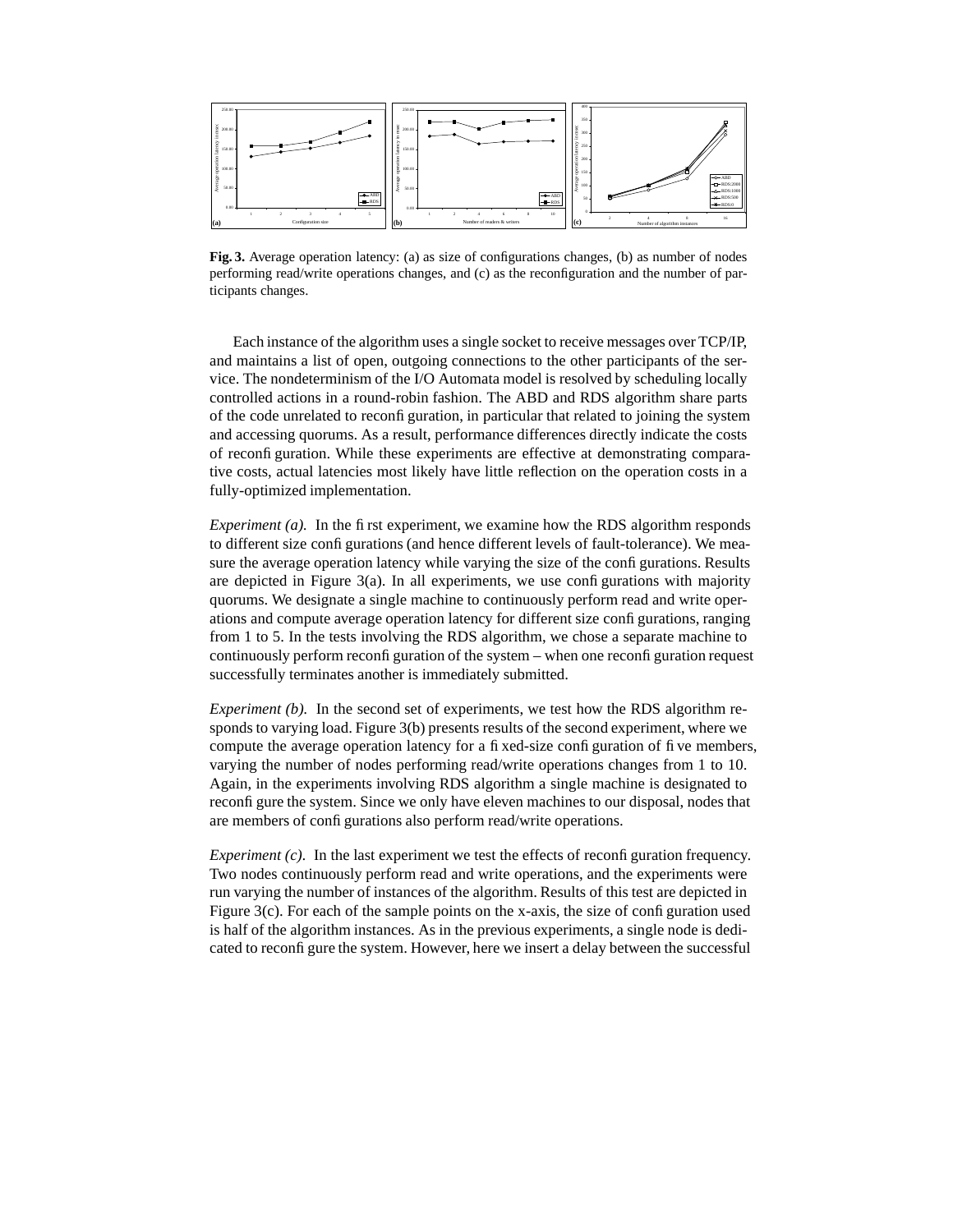(a)

Average operation latency in msec

250.00
200.00
150.00
100.00
50.00
0.00

1 2 3 4 5

Configuration size

ABD
RDS

(b)

Average operation latency in msec

250.00
200.00
150.00
100.00
50.00
0.00

1 2 4 6 8 10

Number of readers & writers

ABD
RDS

(c)

Average operation latency in msec

400
350
300
250
200
150
100
50
0

2 4 8 16

Number of algorithm instances

ABD
RDS:2000
RDS:1000
RDS:500
RDS:0

**Fig. 3.** Average operation latency: (a) as size of configurations changes, (b) as number of nodes performing read/write operations changes, and (c) as the reconfiguration and the number of participants changes.

Each instance of the algorithm uses a single socket to receive messages over TCP/IP, and maintains a list of open, outgoing connections to the other participants of the service. The nondeterminism of the I/O Automata model is resolved by scheduling locally controlled actions in a round-robin fashion. The ABD and RDS algorithm share parts of the code unrelated to reconfiguration, in particular that related to joining the system and accessing quorums. As a result, performance differences directly indicate the costs of reconfiguration. While these experiments are effective at demonstrating comparative costs, actual latencies most likely have little reflection on the operation costs in a fully-optimized implementation.

*Experiment (a).* In the first experiment, we examine how the RDS algorithm responds to different size configurations (and hence different levels of fault-tolerance). We measure the average operation latency while varying the size of the configurations. Results are depicted in Figure 3(a). In all experiments, we use configurations with majority quorums. We designate a single machine to continuously perform read and write operations and compute average operation latency for different size configurations, ranging from 1 to 5. In the tests involving the RDS algorithm, we chose a separate machine to continuously perform reconfiguration of the system – when one reconfiguration request successfully terminates another is immediately submitted.

*Experiment (b).* In the second set of experiments, we test how the RDS algorithm responds to varying load. Figure 3(b) presents results of the second experiment, where we compute the average operation latency for a fixed-size configuration of five members, varying the number of nodes performing read/write operations changes from 1 to 10. Again, in the experiments involving RDS algorithm a single machine is designated to reconfigure the system. Since we only have eleven machines to our disposal, nodes that are members of configurations also perform read/write operations.

*Experiment (c).* In the last experiment we test the effects of reconfiguration frequency. Two nodes continuously perform read and write operations, and the experiments were run varying the number of instances of the algorithm. Results of this test are depicted in Figure 3(c). For each of the sample points on the x-axis, the size of configuration used is half of the algorithm instances. As in the previous experiments, a single node is dedicated to reconfigure the system. However, here we insert a delay between the successful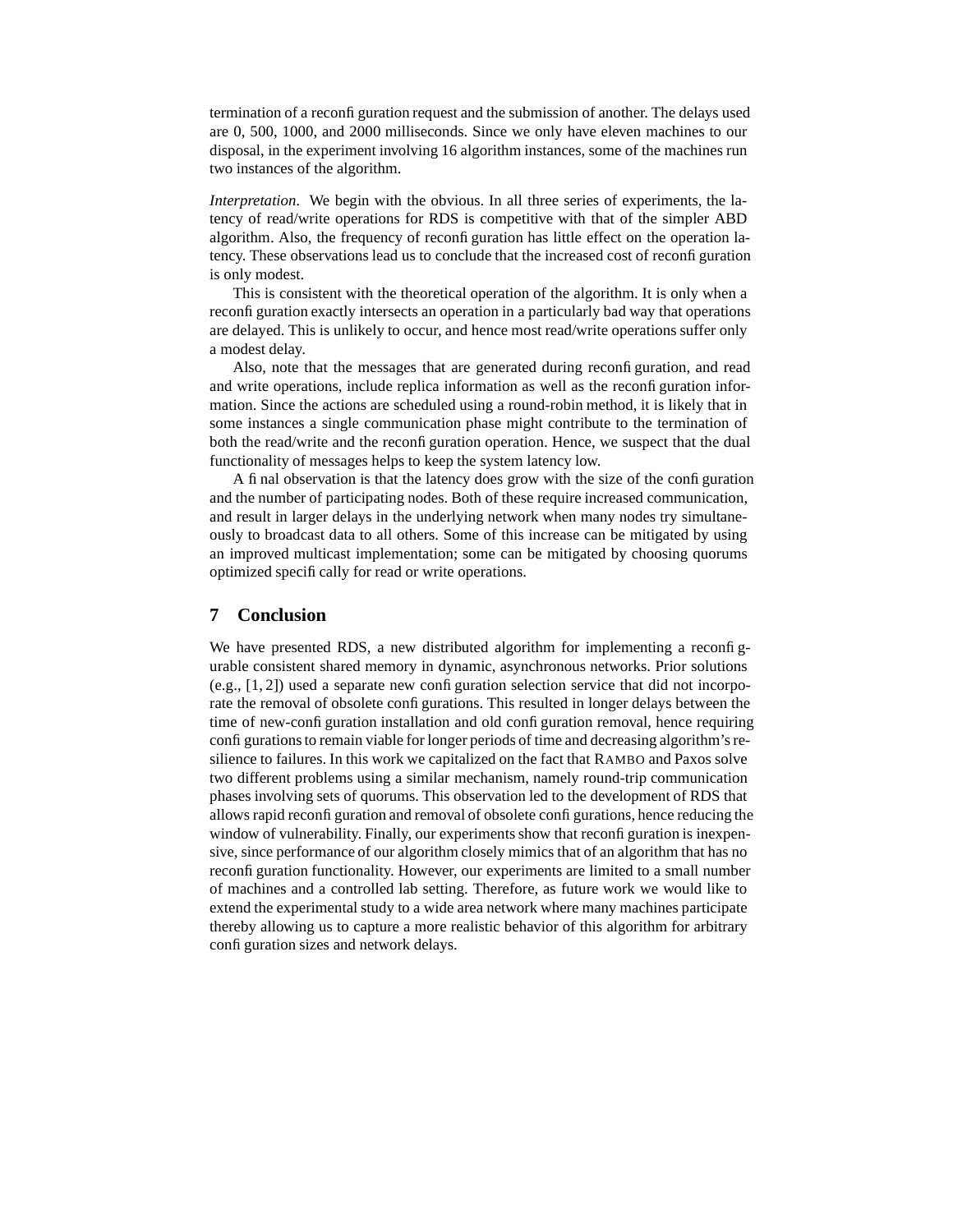termination of a reconfiguration request and the submission of another. The delays used are 0, 500, 1000, and 2000 milliseconds. Since we only have eleven machines to our disposal, in the experiment involving 16 algorithm instances, some of the machines run two instances of the algorithm.

*Interpretation.* We begin with the obvious. In all three series of experiments, the latency of read/write operations for RDS is competitive with that of the simpler ABD algorithm. Also, the frequency of reconfiguration has little effect on the operation latency. These observations lead us to conclude that the increased cost of reconfiguration is only modest.

This is consistent with the theoretical operation of the algorithm. It is only when a reconfiguration exactly intersects an operation in a particularly bad way that operations are delayed. This is unlikely to occur, and hence most read/write operations suffer only a modest delay.

Also, note that the messages that are generated during reconfiguration, and read and write operations, include replica information as well as the reconfiguration information. Since the actions are scheduled using a round-robin method, it is likely that in some instances a single communication phase might contribute to the termination of both the read/write and the reconfiguration operation. Hence, we suspect that the dual functionality of messages helps to keep the system latency low.

A final observation is that the latency does grow with the size of the configuration and the number of participating nodes. Both of these require increased communication, and result in larger delays in the underlying network when many nodes try simultaneously to broadcast data to all others. Some of this increase can be mitigated by using an improved multicast implementation; some can be mitigated by choosing quorums optimized specifically for read or write operations.

## 7 Conclusion

We have presented RDS, a new distributed algorithm for implementing a reconfigurable consistent shared memory in dynamic, asynchronous networks. Prior solutions (e.g., [1, 2]) used a separate new configuration selection service that did not incorporate the removal of obsolete configurations. This resulted in longer delays between the time of new-configuration installation and old configuration removal, hence requiring configurations to remain viable for longer periods of time and decreasing algorithm's resilience to failures. In this work we capitalized on the fact that RAMBO and Paxos solve two different problems using a similar mechanism, namely round-trip communication phases involving sets of quorums. This observation led to the development of RDS that allows rapid reconfiguration and removal of obsolete configurations, hence reducing the window of vulnerability. Finally, our experiments show that reconfiguration is inexpensive, since performance of our algorithm closely mimics that of an algorithm that has no reconfiguration functionality. However, our experiments are limited to a small number of machines and a controlled lab setting. Therefore, as future work we would like to extend the experimental study to a wide area network where many machines participate thereby allowing us to capture a more realistic behavior of this algorithm for arbitrary configuration sizes and network delays.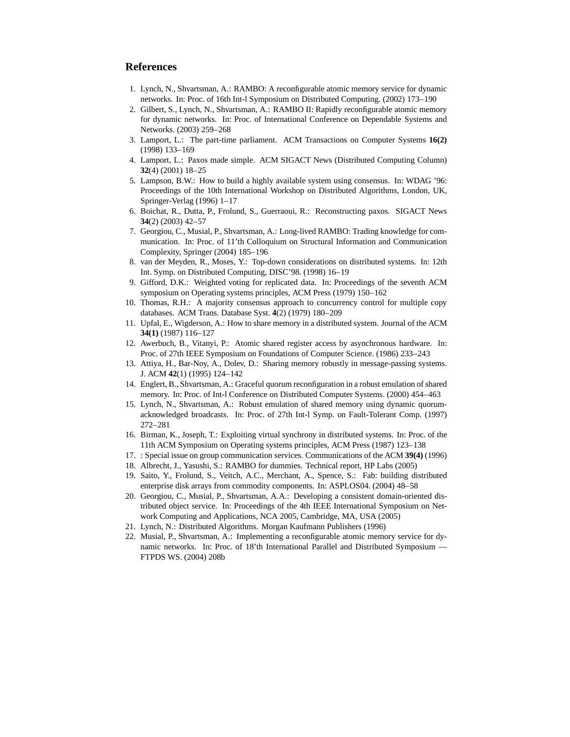## References

1. Lynch, N., Shvartsman, A.: RAMBO: A reconfigurable atomic memory service for dynamic networks. In: Proc. of 16th Int-l Symposium on Distributed Computing. (2002) 173–190
2. Gilbert, S., Lynch, N., Shvartsman, A.: RAMBO II: Rapidly reconfigurable atomic memory for dynamic networks. In: Proc. of International Conference on Dependable Systems and Networks. (2003) 259–268
3. Lamport, L.: The part-time parliament. ACM Transactions on Computer Systems **16(2)** (1998) 133–169
4. Lamport, L.: Paxos made simple. ACM SIGACT News (Distributed Computing Column) **32**(4) (2001) 18–25
5. Lampson, B.W.: How to build a highly available system using consensus. In: WDAG '96: Proceedings of the 10th International Workshop on Distributed Algorithms, London, UK, Springer-Verlag (1996) 1–17
6. Boichat, R., Dutta, P., Frolund, S., Guerraoui, R.: Reconstructing paxos. SIGACT News **34**(2) (2003) 42–57
7. Georgiou, C., Musial, P., Shvartsman, A.: Long-lived RAMBO: Trading knowledge for communication. In: Proc. of 11'th Colloquium on Structural Information and Communication Complexity, Springer (2004) 185–196
8. van der Meyden, R., Moses, Y.: Top-down considerations on distributed systems. In: 12th Int. Symp. on Distributed Computing, DISC'98. (1998) 16–19
9. Gifford, D.K.: Weighted voting for replicated data. In: Proceedings of the seventh ACM symposium on Operating systems principles, ACM Press (1979) 150–162
10. Thomas, R.H.: A majority consensus approach to concurrency control for multiple copy databases. ACM Trans. Database Syst. **4**(2) (1979) 180–209
11. Upfal, E., Wigderson, A.: How to share memory in a distributed system. Journal of the ACM **34(1)** (1987) 116–127
12. Awerbuch, B., Vitanyi, P.: Atomic shared register access by asynchronous hardware. In: Proc. of 27th IEEE Symposium on Foundations of Computer Science. (1986) 233–243
13. Attiya, H., Bar-Noy, A., Dolev, D.: Sharing memory robustly in message-passing systems. J. ACM **42**(1) (1995) 124–142
14. Englert, B., Shvartsman, A.: Graceful quorum reconfiguration in a robust emulation of shared memory. In: Proc. of Int-l Conference on Distributed Computer Systems. (2000) 454–463
15. Lynch, N., Shvartsman, A.: Robust emulation of shared memory using dynamic quorum-acknowledged broadcasts. In: Proc. of 27th Int-l Symp. on Fault-Tolerant Comp. (1997) 272–281
16. Birman, K., Joseph, T.: Exploiting virtual synchrony in distributed systems. In: Proc. of the 11th ACM Symposium on Operating systems principles, ACM Press (1987) 123–138
17. : Special issue on group communication services. Communications of the ACM **39(4)** (1996)
18. Albrecht, J., Yasushi, S.: RAMBO for dummies. Technical report, HP Labs (2005)
19. Saito, Y., Frolund, S., Veitch, A.C., Merchant, A., Spence, S.: Fab: building distributed enterprise disk arrays from commodity components. In: ASPLOS04. (2004) 48–58
20. Georgiou, C., Musial, P., Shvartsman, A.A.: Developing a consistent domain-oriented distributed object service. In: Proceedings of the 4th IEEE International Symposium on Network Computing and Applications, NCA 2005, Cambridge, MA, USA (2005)
21. Lynch, N.: Distributed Algorithms. Morgan Kaufmann Publishers (1996)
22. Musial, P., Shvartsman, A.: Implementing a reconfigurable atomic memory service for dynamic networks. In: Proc. of 18'th International Parallel and Distributed Symposium — FTPDS WS. (2004) 208b